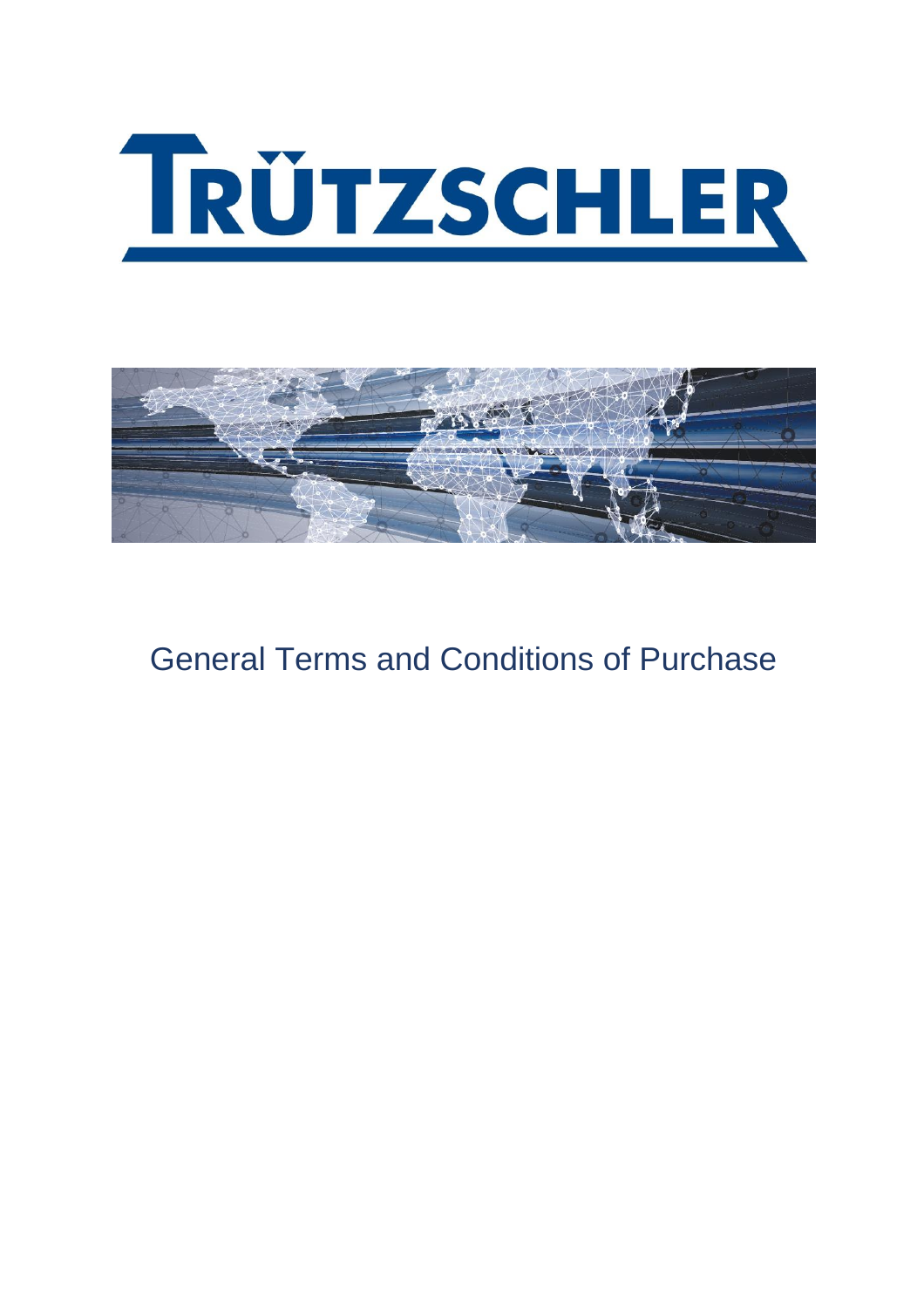# TRÜTZSCHLER

## General Terms and Conditions of Purchase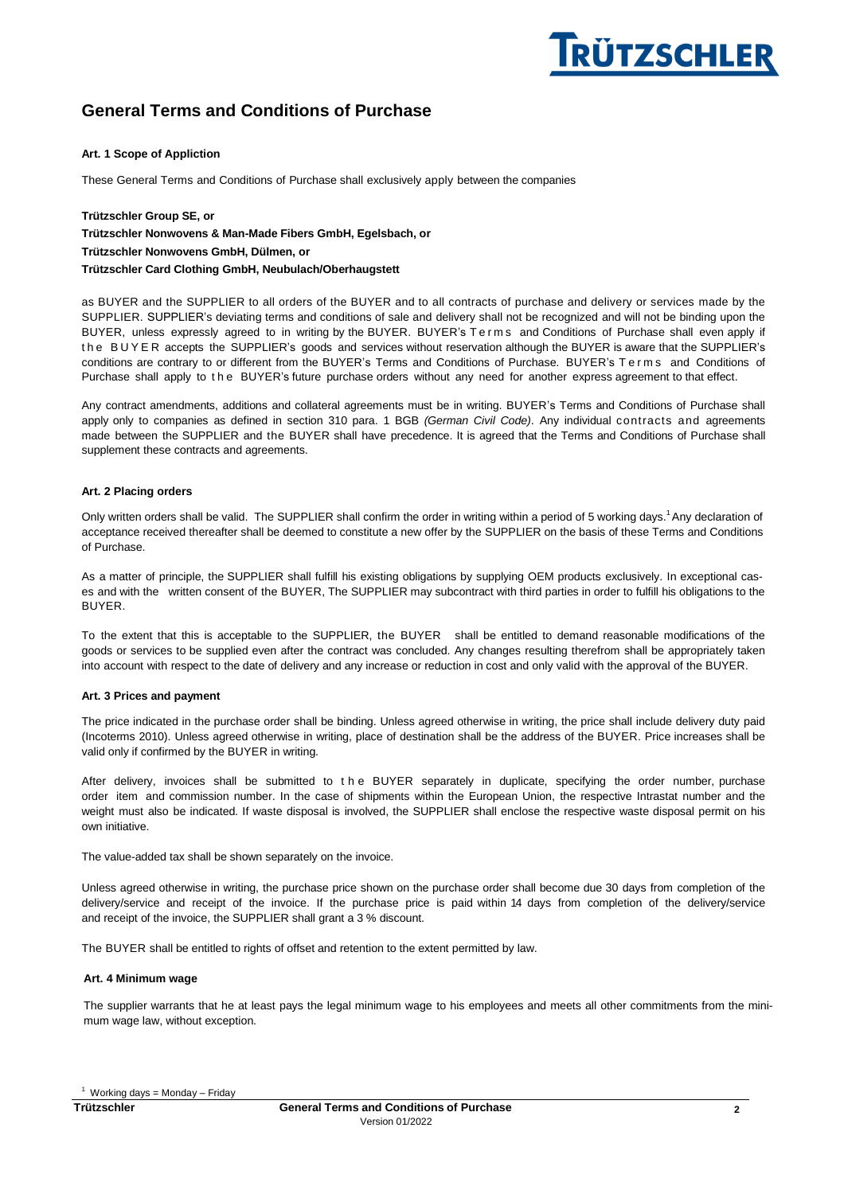# General Terms and Conditions of Purchase

### Art. 1 Scope of Appliction

These General Terms and Conditions of Purchase shall exclusively apply between the companies

**Trützschler Group SE, or**
**Trützschler Nonwovens & Man-Made Fibers GmbH, Egelsbach, or**
**Trützschler Nonwovens GmbH, Dülmen, or**
**Trützschler Card Clothing GmbH, Neubulach/Oberhaugstett**

as BUYER and the SUPPLIER to all orders of the BUYER and to all contracts of purchase and delivery or services made by the SUPPLIER. SUPPLIER's deviating terms and conditions of sale and delivery shall not be recognized and will not be binding upon the BUYER, unless expressly agreed to in writing by the BUYER. BUYER's Terms and Conditions of Purchase shall even apply if the BUYER accepts the SUPPLIER's goods and services without reservation although the BUYER is aware that the SUPPLIER's conditions are contrary to or different from the BUYER's Terms and Conditions of Purchase. BUYER's Terms and Conditions of Purchase shall apply to the BUYER's future purchase orders without any need for another express agreement to that effect.

Any contract amendments, additions and collateral agreements must be in writing. BUYER's Terms and Conditions of Purchase shall apply only to companies as defined in section 310 para. 1 BGB *(German Civil Code)*. Any individual contracts and agreements made between the SUPPLIER and the BUYER shall have precedence. It is agreed that the Terms and Conditions of Purchase shall supplement these contracts and agreements.

### Art. 2 Placing orders

Only written orders shall be valid. The SUPPLIER shall confirm the order in writing within a period of 5 working days.[1] Any declaration of acceptance received thereafter shall be deemed to constitute a new offer by the SUPPLIER on the basis of these Terms and Conditions of Purchase.

As a matter of principle, the SUPPLIER shall fulfill his existing obligations by supplying OEM products exclusively. In exceptional cases and with the written consent of the BUYER, The SUPPLIER may subcontract with third parties in order to fulfill his obligations to the BUYER.

To the extent that this is acceptable to the SUPPLIER, the BUYER shall be entitled to demand reasonable modifications of the goods or services to be supplied even after the contract was concluded. Any changes resulting therefrom shall be appropriately taken into account with respect to the date of delivery and any increase or reduction in cost and only valid with the approval of the BUYER.

### Art. 3 Prices and payment

The price indicated in the purchase order shall be binding. Unless agreed otherwise in writing, the price shall include delivery duty paid (Incoterms 2010). Unless agreed otherwise in writing, place of destination shall be the address of the BUYER. Price increases shall be valid only if confirmed by the BUYER in writing.

After delivery, invoices shall be submitted to the BUYER separately in duplicate, specifying the order number, purchase order item and commission number. In the case of shipments within the European Union, the respective Intrastat number and the weight must also be indicated. If waste disposal is involved, the SUPPLIER shall enclose the respective waste disposal permit on his own initiative.

The value-added tax shall be shown separately on the invoice.

Unless agreed otherwise in writing, the purchase price shown on the purchase order shall become due 30 days from completion of the delivery/service and receipt of the invoice. If the purchase price is paid within 14 days from completion of the delivery/service and receipt of the invoice, the SUPPLIER shall grant a 3 % discount.

The BUYER shall be entitled to rights of offset and retention to the extent permitted by law.

### Art. 4 Minimum wage

The supplier warrants that he at least pays the legal minimum wage to his employees and meets all other commitments from the minimum wage law, without exception.

[1] Working days = Monday – Friday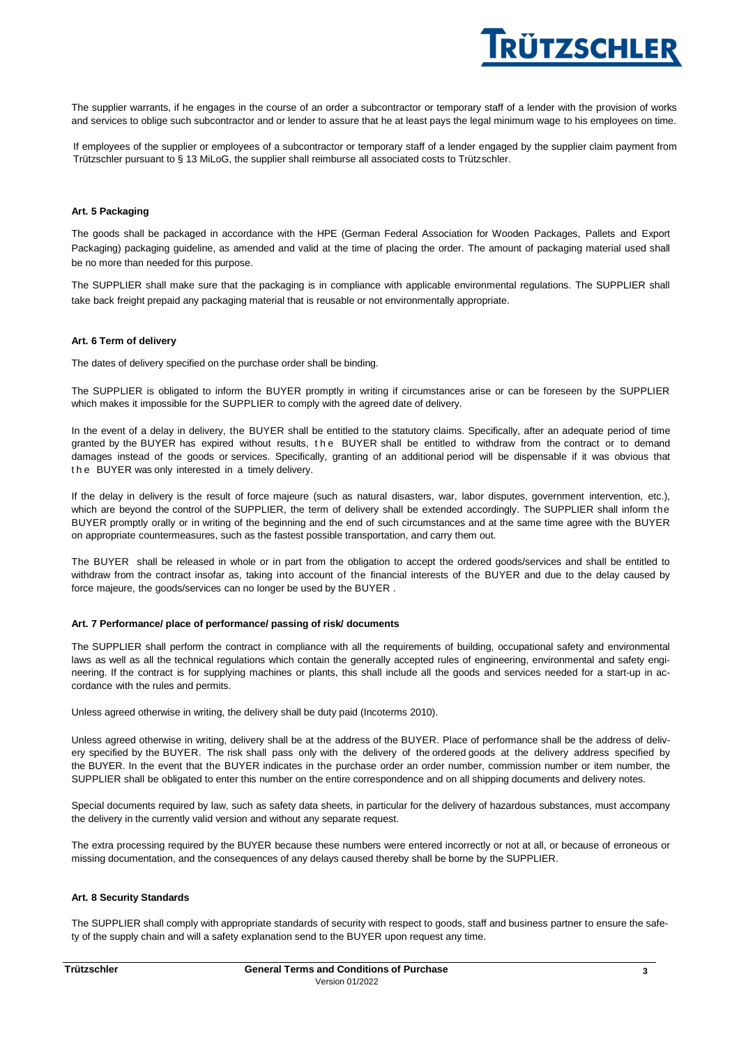The supplier warrants, if he engages in the course of an order a subcontractor or temporary staff of a lender with the provision of works and services to oblige such subcontractor and or lender to assure that he at least pays the legal minimum wage to his employees on time.

If employees of the supplier or employees of a subcontractor or temporary staff of a lender engaged by the supplier claim payment from Trützschler pursuant to § 13 MiLoG, the supplier shall reimburse all associated costs to Trützschler.

**Art. 5 Packaging**

The goods shall be packaged in accordance with the HPE (German Federal Association for Wooden Packages, Pallets and Export Packaging) packaging guideline, as amended and valid at the time of placing the order. The amount of packaging material used shall be no more than needed for this purpose.

The SUPPLIER shall make sure that the packaging is in compliance with applicable environmental regulations. The SUPPLIER shall take back freight prepaid any packaging material that is reusable or not environmentally appropriate.

**Art. 6 Term of delivery**

The dates of delivery specified on the purchase order shall be binding.

The SUPPLIER is obligated to inform the BUYER promptly in writing if circumstances arise or can be foreseen by the SUPPLIER which makes it impossible for the SUPPLIER to comply with the agreed date of delivery.

In the event of a delay in delivery, the BUYER shall be entitled to the statutory claims. Specifically, after an adequate period of time granted by the BUYER has expired without results, the BUYER shall be entitled to withdraw from the contract or to demand damages instead of the goods or services. Specifically, granting of an additional period will be dispensable if it was obvious that the BUYER was only interested in a timely delivery.

If the delay in delivery is the result of force majeure (such as natural disasters, war, labor disputes, government intervention, etc.), which are beyond the control of the SUPPLIER, the term of delivery shall be extended accordingly. The SUPPLIER shall inform the BUYER promptly orally or in writing of the beginning and the end of such circumstances and at the same time agree with the BUYER on appropriate countermeasures, such as the fastest possible transportation, and carry them out.

The BUYER shall be released in whole or in part from the obligation to accept the ordered goods/services and shall be entitled to withdraw from the contract insofar as, taking into account of the financial interests of the BUYER and due to the delay caused by force majeure, the goods/services can no longer be used by the BUYER .

**Art. 7 Performance/ place of performance/ passing of risk/ documents**

The SUPPLIER shall perform the contract in compliance with all the requirements of building, occupational safety and environmental laws as well as all the technical regulations which contain the generally accepted rules of engineering, environmental and safety engineering. If the contract is for supplying machines or plants, this shall include all the goods and services needed for a start-up in accordance with the rules and permits.

Unless agreed otherwise in writing, the delivery shall be duty paid (Incoterms 2010).

Unless agreed otherwise in writing, delivery shall be at the address of the BUYER. Place of performance shall be the address of delivery specified by the BUYER. The risk shall pass only with the delivery of the ordered goods at the delivery address specified by the BUYER. In the event that the BUYER indicates in the purchase order an order number, commission number or item number, the SUPPLIER shall be obligated to enter this number on the entire correspondence and on all shipping documents and delivery notes.

Special documents required by law, such as safety data sheets, in particular for the delivery of hazardous substances, must accompany the delivery in the currently valid version and without any separate request.

The extra processing required by the BUYER because these numbers were entered incorrectly or not at all, or because of erroneous or missing documentation, and the consequences of any delays caused thereby shall be borne by the SUPPLIER.

**Art. 8 Security Standards**

The SUPPLIER shall comply with appropriate standards of security with respect to goods, staff and business partner to ensure the safety of the supply chain and will a safety explanation send to the BUYER upon request any time.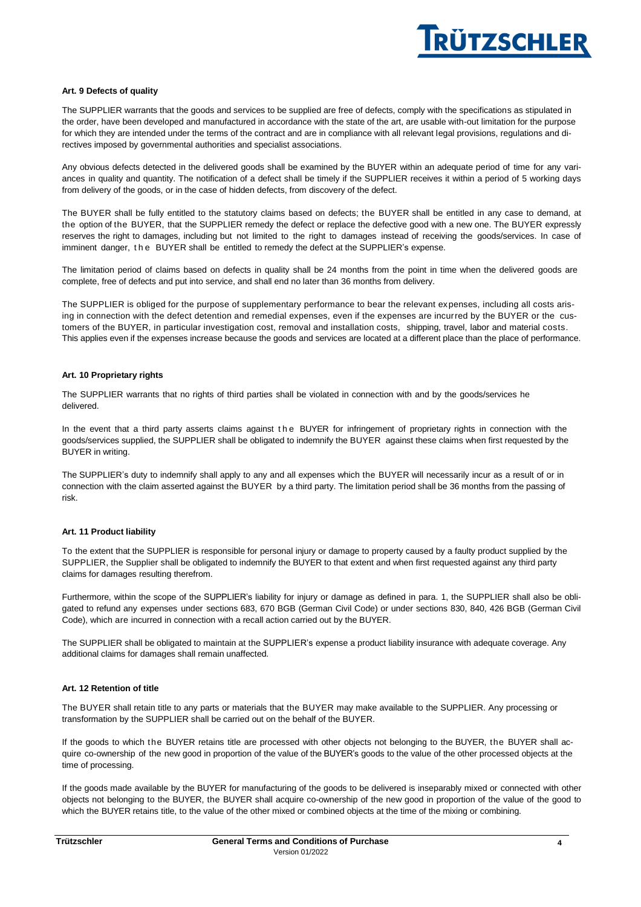### Art. 9 Defects of quality

The SUPPLIER warrants that the goods and services to be supplied are free of defects, comply with the specifications as stipulated in the order, have been developed and manufactured in accordance with the state of the art, are usable with-out limitation for the purpose for which they are intended under the terms of the contract and are in compliance with all relevant legal provisions, regulations and directives imposed by governmental authorities and specialist associations.

Any obvious defects detected in the delivered goods shall be examined by the BUYER within an adequate period of time for any variances in quality and quantity. The notification of a defect shall be timely if the SUPPLIER receives it within a period of 5 working days from delivery of the goods, or in the case of hidden defects, from discovery of the defect.

The BUYER shall be fully entitled to the statutory claims based on defects; the BUYER shall be entitled in any case to demand, at the option of the BUYER, that the SUPPLIER remedy the defect or replace the defective good with a new one. The BUYER expressly reserves the right to damages, including but not limited to the right to damages instead of receiving the goods/services. In case of imminent danger, the BUYER shall be entitled to remedy the defect at the SUPPLIER's expense.

The limitation period of claims based on defects in quality shall be 24 months from the point in time when the delivered goods are complete, free of defects and put into service, and shall end no later than 36 months from delivery.

The SUPPLIER is obliged for the purpose of supplementary performance to bear the relevant expenses, including all costs arising in connection with the defect detention and remedial expenses, even if the expenses are incurred by the BUYER or the customers of the BUYER, in particular investigation cost, removal and installation costs, shipping, travel, labor and material costs. This applies even if the expenses increase because the goods and services are located at a different place than the place of performance.

### Art. 10 Proprietary rights

The SUPPLIER warrants that no rights of third parties shall be violated in connection with and by the goods/services he delivered.

In the event that a third party asserts claims against the BUYER for infringement of proprietary rights in connection with the goods/services supplied, the SUPPLIER shall be obligated to indemnify the BUYER against these claims when first requested by the BUYER in writing.

The SUPPLIER's duty to indemnify shall apply to any and all expenses which the BUYER will necessarily incur as a result of or in connection with the claim asserted against the BUYER by a third party. The limitation period shall be 36 months from the passing of risk.

### Art. 11 Product liability

To the extent that the SUPPLIER is responsible for personal injury or damage to property caused by a faulty product supplied by the SUPPLIER, the Supplier shall be obligated to indemnify the BUYER to that extent and when first requested against any third party claims for damages resulting therefrom.

Furthermore, within the scope of the SUPPLIER's liability for injury or damage as defined in para. 1, the SUPPLIER shall also be obligated to refund any expenses under sections 683, 670 BGB (German Civil Code) or under sections 830, 840, 426 BGB (German Civil Code), which are incurred in connection with a recall action carried out by the BUYER.

The SUPPLIER shall be obligated to maintain at the SUPPLIER's expense a product liability insurance with adequate coverage. Any additional claims for damages shall remain unaffected.

### Art. 12 Retention of title

The BUYER shall retain title to any parts or materials that the BUYER may make available to the SUPPLIER. Any processing or transformation by the SUPPLIER shall be carried out on the behalf of the BUYER.

If the goods to which the BUYER retains title are processed with other objects not belonging to the BUYER, the BUYER shall acquire co-ownership of the new good in proportion of the value of the BUYER's goods to the value of the other processed objects at the time of processing.

If the goods made available by the BUYER for manufacturing of the goods to be delivered is inseparably mixed or connected with other objects not belonging to the BUYER, the BUYER shall acquire co-ownership of the new good in proportion of the value of the good to which the BUYER retains title, to the value of the other mixed or combined objects at the time of the mixing or combining.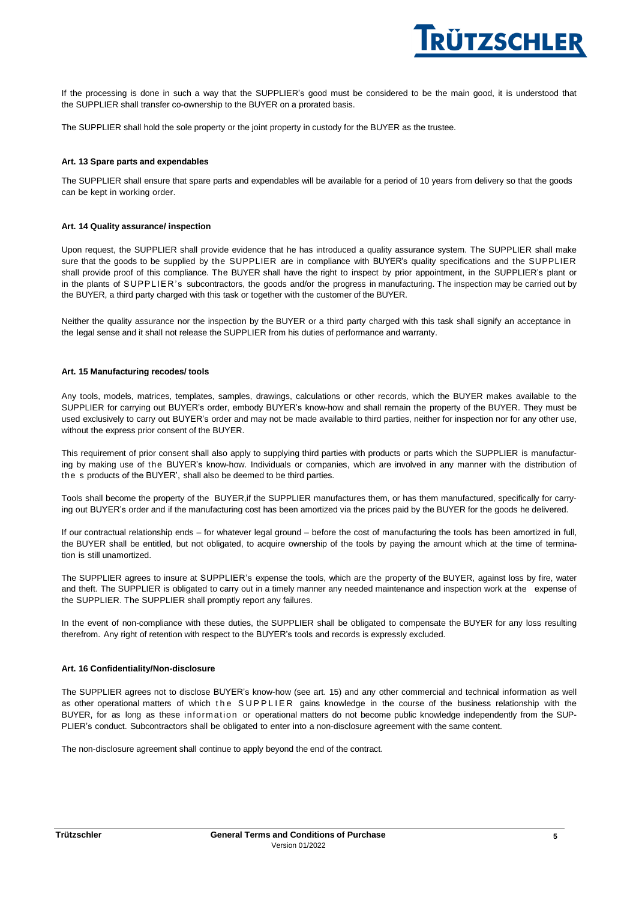If the processing is done in such a way that the SUPPLIER's good must be considered to be the main good, it is understood that the SUPPLIER shall transfer co-ownership to the BUYER on a prorated basis.

The SUPPLIER shall hold the sole property or the joint property in custody for the BUYER as the trustee.

**Art. 13 Spare parts and expendables**

The SUPPLIER shall ensure that spare parts and expendables will be available for a period of 10 years from delivery so that the goods can be kept in working order.

**Art. 14 Quality assurance/ inspection**

Upon request, the SUPPLIER shall provide evidence that he has introduced a quality assurance system. The SUPPLIER shall make sure that the goods to be supplied by the SUPPLIER are in compliance with BUYER's quality specifications and the SUPPLIER shall provide proof of this compliance. The BUYER shall have the right to inspect by prior appointment, in the SUPPLIER's plant or in the plants of SUPPLIER's subcontractors, the goods and/or the progress in manufacturing. The inspection may be carried out by the BUYER, a third party charged with this task or together with the customer of the BUYER.

Neither the quality assurance nor the inspection by the BUYER or a third party charged with this task shall signify an acceptance in the legal sense and it shall not release the SUPPLIER from his duties of performance and warranty.

**Art. 15 Manufacturing recodes/ tools**

Any tools, models, matrices, templates, samples, drawings, calculations or other records, which the BUYER makes available to the SUPPLIER for carrying out BUYER's order, embody BUYER's know-how and shall remain the property of the BUYER. They must be used exclusively to carry out BUYER's order and may not be made available to third parties, neither for inspection nor for any other use, without the express prior consent of the BUYER.

This requirement of prior consent shall also apply to supplying third parties with products or parts which the SUPPLIER is manufacturing by making use of the BUYER's know-how. Individuals or companies, which are involved in any manner with the distribution of the s products of the BUYER', shall also be deemed to be third parties.

Tools shall become the property of the BUYER,if the SUPPLIER manufactures them, or has them manufactured, specifically for carrying out BUYER's order and if the manufacturing cost has been amortized via the prices paid by the BUYER for the goods he delivered.

If our contractual relationship ends – for whatever legal ground – before the cost of manufacturing the tools has been amortized in full, the BUYER shall be entitled, but not obligated, to acquire ownership of the tools by paying the amount which at the time of termination is still unamortized.

The SUPPLIER agrees to insure at SUPPLIER's expense the tools, which are the property of the BUYER, against loss by fire, water and theft. The SUPPLIER is obligated to carry out in a timely manner any needed maintenance and inspection work at the expense of the SUPPLIER. The SUPPLIER shall promptly report any failures.

In the event of non-compliance with these duties, the SUPPLIER shall be obligated to compensate the BUYER for any loss resulting therefrom. Any right of retention with respect to the BUYER's tools and records is expressly excluded.

**Art. 16 Confidentiality/Non-disclosure**

The SUPPLIER agrees not to disclose BUYER's know-how (see art. 15) and any other commercial and technical information as well as other operational matters of which the SUPPLIER gains knowledge in the course of the business relationship with the BUYER, for as long as these information or operational matters do not become public knowledge independently from the SUPPLIER's conduct. Subcontractors shall be obligated to enter into a non-disclosure agreement with the same content.

The non-disclosure agreement shall continue to apply beyond the end of the contract.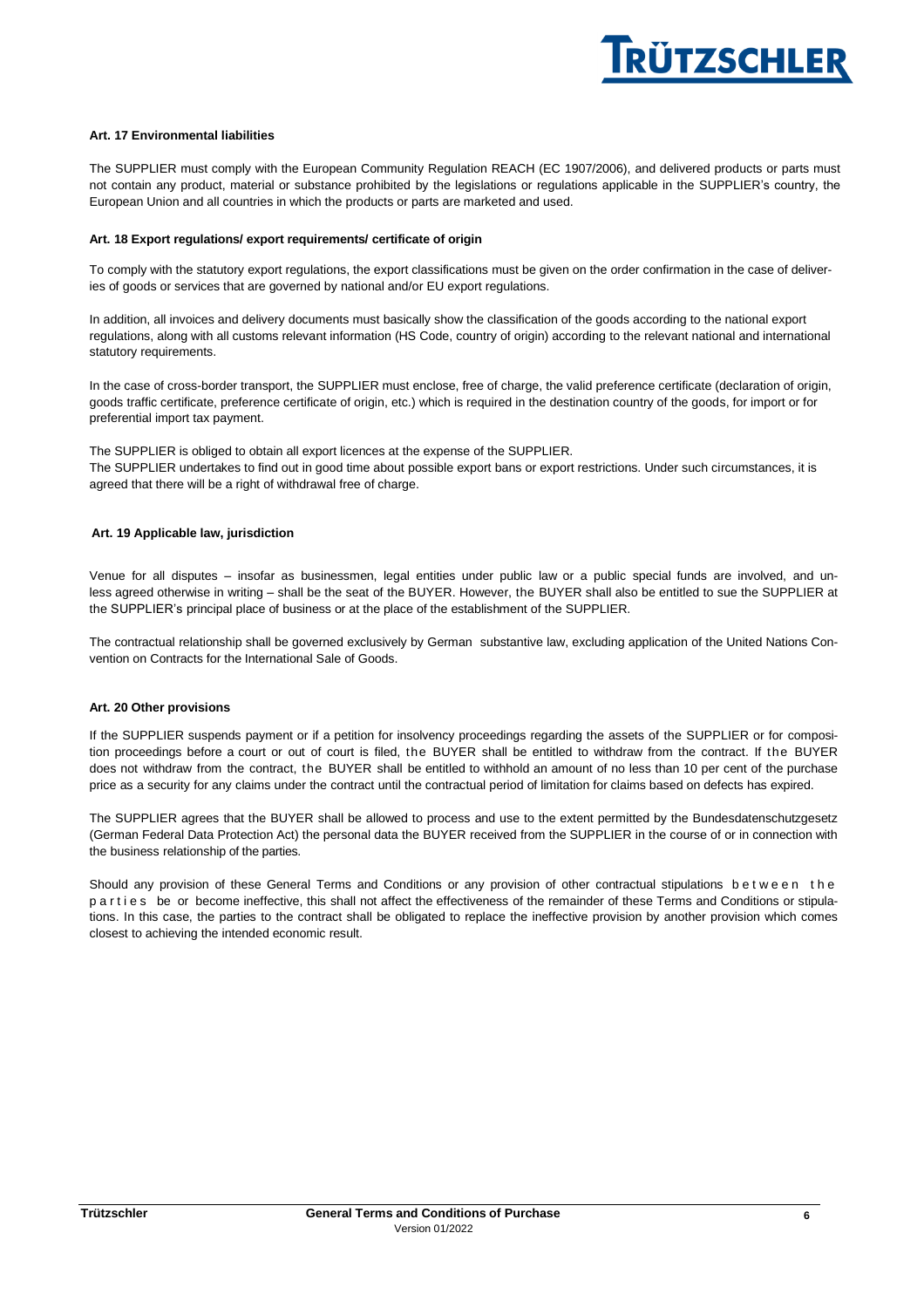**Art. 17 Environmental liabilities**

The SUPPLIER must comply with the European Community Regulation REACH (EC 1907/2006), and delivered products or parts must not contain any product, material or substance prohibited by the legislations or regulations applicable in the SUPPLIER's country, the European Union and all countries in which the products or parts are marketed and used.

**Art. 18 Export regulations/ export requirements/ certificate of origin**

To comply with the statutory export regulations, the export classifications must be given on the order confirmation in the case of deliveries of goods or services that are governed by national and/or EU export regulations.

In addition, all invoices and delivery documents must basically show the classification of the goods according to the national export regulations, along with all customs relevant information (HS Code, country of origin) according to the relevant national and international statutory requirements.

In the case of cross-border transport, the SUPPLIER must enclose, free of charge, the valid preference certificate (declaration of origin, goods traffic certificate, preference certificate of origin, etc.) which is required in the destination country of the goods, for import or for preferential import tax payment.

The SUPPLIER is obliged to obtain all export licences at the expense of the SUPPLIER.
The SUPPLIER undertakes to find out in good time about possible export bans or export restrictions. Under such circumstances, it is agreed that there will be a right of withdrawal free of charge.

**Art. 19 Applicable law, jurisdiction**

Venue for all disputes – insofar as businessmen, legal entities under public law or a public special funds are involved, and unless agreed otherwise in writing – shall be the seat of the BUYER. However, the BUYER shall also be entitled to sue the SUPPLIER at the SUPPLIER's principal place of business or at the place of the establishment of the SUPPLIER.

The contractual relationship shall be governed exclusively by German substantive law, excluding application of the United Nations Convention on Contracts for the International Sale of Goods.

**Art. 20 Other provisions**

If the SUPPLIER suspends payment or if a petition for insolvency proceedings regarding the assets of the SUPPLIER or for composition proceedings before a court or out of court is filed, the BUYER shall be entitled to withdraw from the contract. If the BUYER does not withdraw from the contract, the BUYER shall be entitled to withhold an amount of no less than 10 per cent of the purchase price as a security for any claims under the contract until the contractual period of limitation for claims based on defects has expired.

The SUPPLIER agrees that the BUYER shall be allowed to process and use to the extent permitted by the Bundesdatenschutzgesetz (German Federal Data Protection Act) the personal data the BUYER received from the SUPPLIER in the course of or in connection with the business relationship of the parties.

Should any provision of these General Terms and Conditions or any provision of other contractual stipulations between the parties be or become ineffective, this shall not affect the effectiveness of the remainder of these Terms and Conditions or stipulations. In this case, the parties to the contract shall be obligated to replace the ineffective provision by another provision which comes closest to achieving the intended economic result.